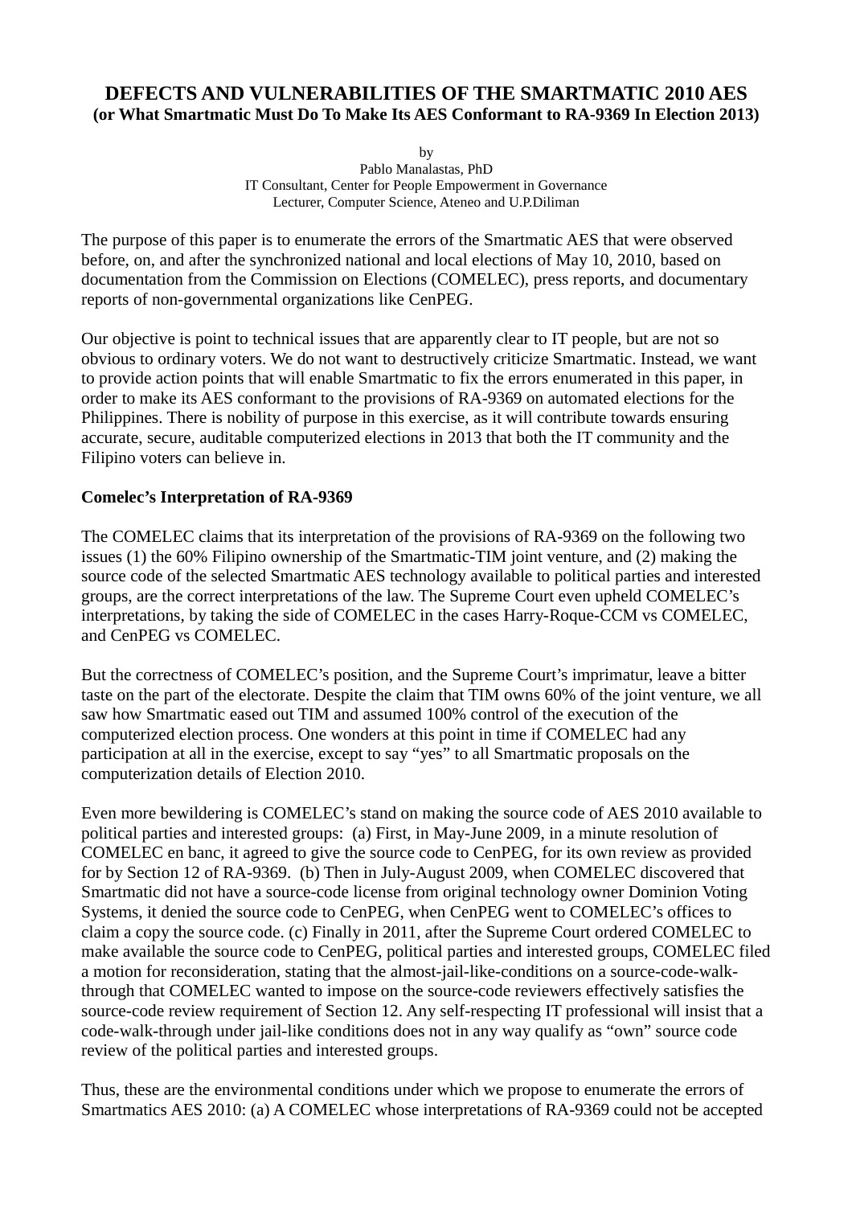# DEFECTS AND VULNERABILITIES OF THE SMARTMATIC 2010 AES

**(or What Smartmatic Must Do To Make Its AES Conformant to RA-9369 In Election 2013)**

by
Pablo Manalastas, PhD
IT Consultant, Center for People Empowerment in Governance
Lecturer, Computer Science, Ateneo and U.P.Diliman

The purpose of this paper is to enumerate the errors of the Smartmatic AES that were observed before, on, and after the synchronized national and local elections of May 10, 2010, based on documentation from the Commission on Elections (COMELEC), press reports, and documentary reports of non-governmental organizations like CenPEG.

Our objective is point to technical issues that are apparently clear to IT people, but are not so obvious to ordinary voters. We do not want to destructively criticize Smartmatic. Instead, we want to provide action points that will enable Smartmatic to fix the errors enumerated in this paper, in order to make its AES conformant to the provisions of RA-9369 on automated elections for the Philippines. There is nobility of purpose in this exercise, as it will contribute towards ensuring accurate, secure, auditable computerized elections in 2013 that both the IT community and the Filipino voters can believe in.

**Comelec's Interpretation of RA-9369**

The COMELEC claims that its interpretation of the provisions of RA-9369 on the following two issues (1) the 60% Filipino ownership of the Smartmatic-TIM joint venture, and (2) making the source code of the selected Smartmatic AES technology available to political parties and interested groups, are the correct interpretations of the law. The Supreme Court even upheld COMELEC's interpretations, by taking the side of COMELEC in the cases Harry-Roque-CCM vs COMELEC, and CenPEG vs COMELEC.

But the correctness of COMELEC's position, and the Supreme Court's imprimatur, leave a bitter taste on the part of the electorate. Despite the claim that TIM owns 60% of the joint venture, we all saw how Smartmatic eased out TIM and assumed 100% control of the execution of the computerized election process. One wonders at this point in time if COMELEC had any participation at all in the exercise, except to say "yes" to all Smartmatic proposals on the computerization details of Election 2010.

Even more bewildering is COMELEC's stand on making the source code of AES 2010 available to political parties and interested groups: (a) First, in May-June 2009, in a minute resolution of COMELEC en banc, it agreed to give the source code to CenPEG, for its own review as provided for by Section 12 of RA-9369. (b) Then in July-August 2009, when COMELEC discovered that Smartmatic did not have a source-code license from original technology owner Dominion Voting Systems, it denied the source code to CenPEG, when CenPEG went to COMELEC's offices to claim a copy the source code. (c) Finally in 2011, after the Supreme Court ordered COMELEC to make available the source code to CenPEG, political parties and interested groups, COMELEC filed a motion for reconsideration, stating that the almost-jail-like-conditions on a source-code-walk-through that COMELEC wanted to impose on the source-code reviewers effectively satisfies the source-code review requirement of Section 12. Any self-respecting IT professional will insist that a code-walk-through under jail-like conditions does not in any way qualify as "own" source code review of the political parties and interested groups.

Thus, these are the environmental conditions under which we propose to enumerate the errors of Smartmatics AES 2010: (a) A COMELEC whose interpretations of RA-9369 could not be accepted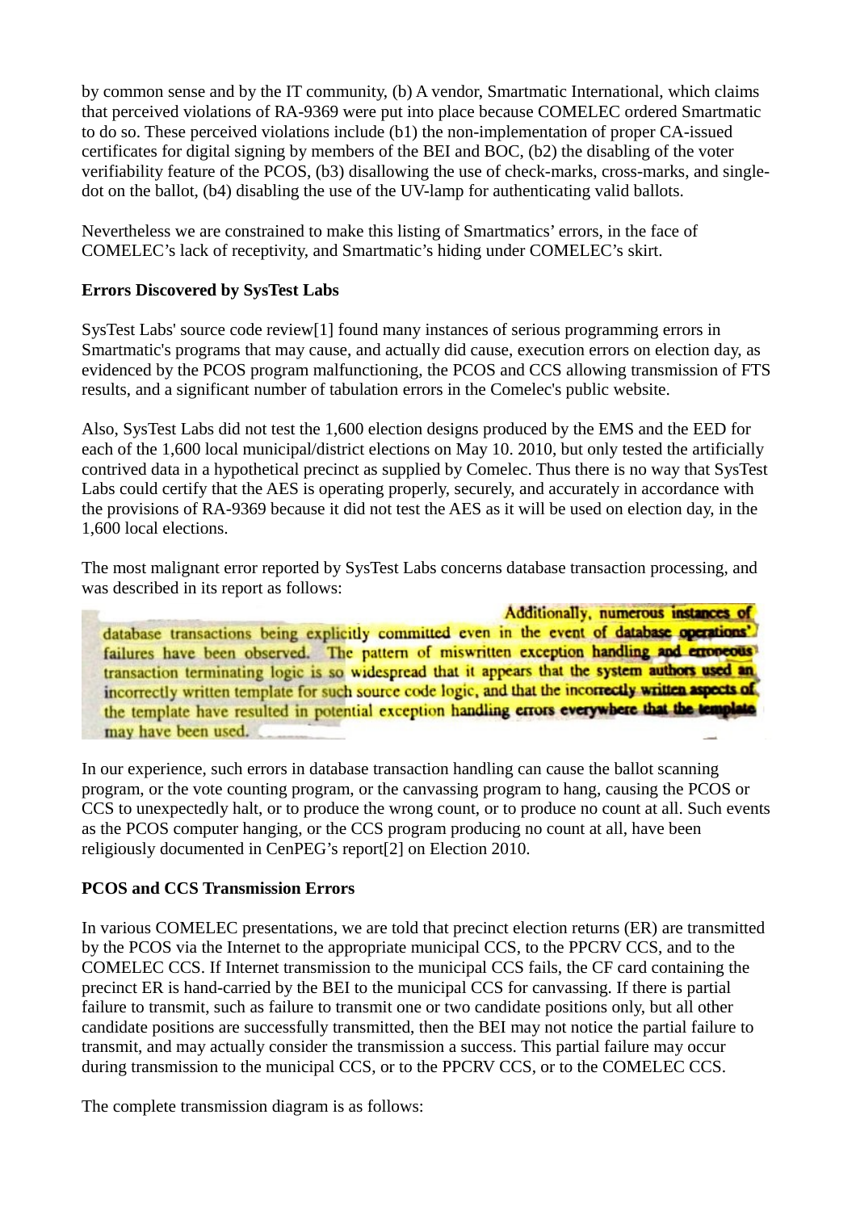by common sense and by the IT community, (b) A vendor, Smartmatic International, which claims that perceived violations of RA-9369 were put into place because COMELEC ordered Smartmatic to do so. These perceived violations include (b1) the non-implementation of proper CA-issued certificates for digital signing by members of the BEI and BOC, (b2) the disabling of the voter verifiability feature of the PCOS, (b3) disallowing the use of check-marks, cross-marks, and single-dot on the ballot, (b4) disabling the use of the UV-lamp for authenticating valid ballots.

Nevertheless we are constrained to make this listing of Smartmatics' errors, in the face of COMELEC's lack of receptivity, and Smartmatic's hiding under COMELEC's skirt.

**Errors Discovered by SysTest Labs**

SysTest Labs' source code review[1] found many instances of serious programming errors in Smartmatic's programs that may cause, and actually did cause, execution errors on election day, as evidenced by the PCOS program malfunctioning, the PCOS and CCS allowing transmission of FTS results, and a significant number of tabulation errors in the Comelec's public website.

Also, SysTest Labs did not test the 1,600 election designs produced by the EMS and the EED for each of the 1,600 local municipal/district elections on May 10. 2010, but only tested the artificially contrived data in a hypothetical precinct as supplied by Comelec. Thus there is no way that SysTest Labs could certify that the AES is operating properly, securely, and accurately in accordance with the provisions of RA-9369 because it did not test the AES as it will be used on election day, in the 1,600 local elections.

The most malignant error reported by SysTest Labs concerns database transaction processing, and was described in its report as follows:

> Additionally, numerous instances of database transactions being explicitly committed even in the event of database operations' failures have been observed. The pattern of miswritten exception handling and erroneous transaction terminating logic is so widespread that it appears that the system authors used an incorrectly written template for such source code logic, and that the incorrectly written aspects of the template have resulted in potential exception handling errors everywhere that the template may have been used.

In our experience, such errors in database transaction handling can cause the ballot scanning program, or the vote counting program, or the canvassing program to hang, causing the PCOS or CCS to unexpectedly halt, or to produce the wrong count, or to produce no count at all. Such events as the PCOS computer hanging, or the CCS program producing no count at all, have been religiously documented in CenPEG's report[2] on Election 2010.

**PCOS and CCS Transmission Errors**

In various COMELEC presentations, we are told that precinct election returns (ER) are transmitted by the PCOS via the Internet to the appropriate municipal CCS, to the PPCRV CCS, and to the COMELEC CCS. If Internet transmission to the municipal CCS fails, the CF card containing the precinct ER is hand-carried by the BEI to the municipal CCS for canvassing. If there is partial failure to transmit, such as failure to transmit one or two candidate positions only, but all other candidate positions are successfully transmitted, then the BEI may not notice the partial failure to transmit, and may actually consider the transmission a success. This partial failure may occur during transmission to the municipal CCS, or to the PPCRV CCS, or to the COMELEC CCS.

The complete transmission diagram is as follows: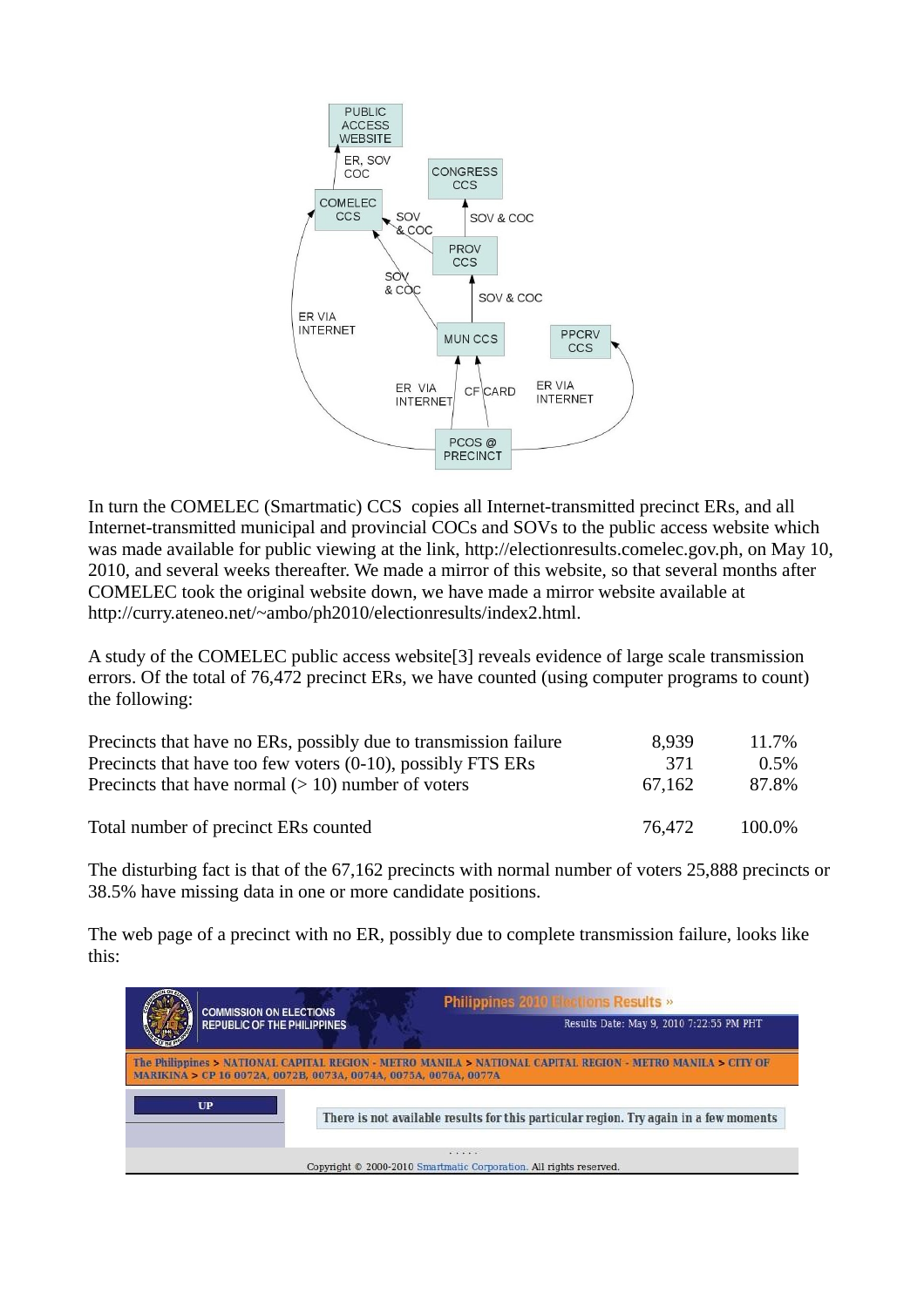In turn the COMELEC (Smartmatic) CCS copies all Internet-transmitted precinct ERs, and all Internet-transmitted municipal and provincial COCs and SOVs to the public access website which was made available for public viewing at the link, http://electionresults.comelec.gov.ph, on May 10, 2010, and several weeks thereafter. We made a mirror of this website, so that several months after COMELEC took the original website down, we have made a mirror website available at http://curry.ateneo.net/~ambo/ph2010/electionresults/index2.html.

A study of the COMELEC public access website[3] reveals evidence of large scale transmission errors. Of the total of 76,472 precinct ERs, we have counted (using computer programs to count) the following:

| | | |
|---|---|---|
| Precincts that have no ERs, possibly due to transmission failure | 8,939 | 11.7% |
| Precincts that have too few voters (0-10), possibly FTS ERs | 371 | 0.5% |
| Precincts that have normal (> 10) number of voters | 67,162 | 87.8% |
| Total number of precinct ERs counted | 76,472 | 100.0% |

The disturbing fact is that of the 67,162 precincts with normal number of voters 25,888 precincts or 38.5% have missing data in one or more candidate positions.

The web page of a precinct with no ER, possibly due to complete transmission failure, looks like this: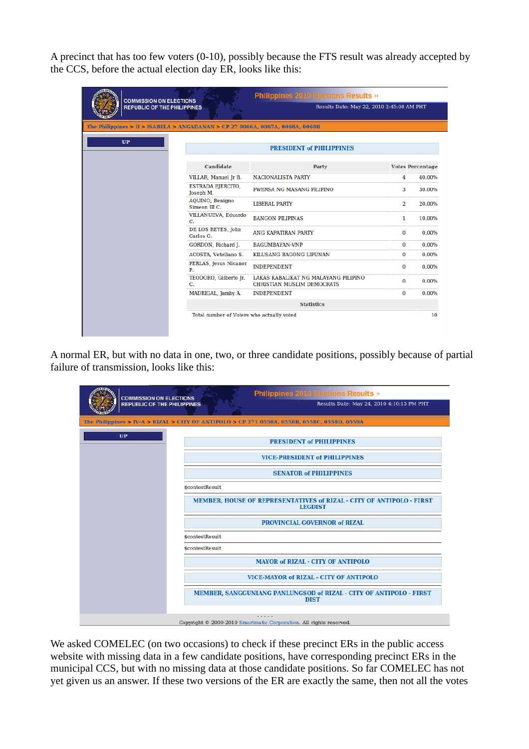A precinct that has too few voters (0-10), possibly because the FTS result was already accepted by the CCS, before the actual election day ER, looks like this:

COMMISSION ON ELECTIONS
REPUBLIC OF THE PHILIPPINES

Philippines 2010 Elections Results »

Results Date: May 22, 2010 2:45:08 AM PHT

The Philippines > II > ISABELA > ANGADANAN > CP 27 0066A, 0067A, 0068A, 0068B

UP

PRESIDENT of PHILIPPINES

| Candidate | Party | Votes | Percentage |
|---|---|---|---|
| VILLAR, Manuel Jr B. | NACIONALISTA PARTY | 4 | 40.00% |
| ESTRADA EJERCITO, Joseph M. | PWERSA NG MASANG PILIPINO | 3 | 30.00% |
| AQUINO, Benigno Simeon III C. | LIBERAL PARTY | 2 | 20.00% |
| VILLANUEVA, Eduardo C. | BANGON PILIPINAS | 1 | 10.00% |
| DE LOS REYES, John Carlos G. | ANG KAPATIRAN PARTY | 0 | 0.00% |
| GORDON, Richard J. | BAGUMBAYAN-VNP | 0 | 0.00% |
| ACOSTA, Vetellano S. | KILUSANG BAGONG LIPUNAN | 0 | 0.00% |
| PERLAS, Jesus Nicanor P. | INDEPENDENT | 0 | 0.00% |
| TEODORO, Gilberto Jr. C. | LAKAS KABALIKAT NG MALAYANG PILIPINO CHRISTIAN MUSLIM DEMOCRATS | 0 | 0.00% |
| MADRIGAL, Jamby A. | INDEPENDENT | 0 | 0.00% |
| Statistics | | | |
| Total number of Voters who actually voted | | | 10 |

A normal ER, but with no data in one, two, or three candidate positions, possibly because of partial failure of transmission, looks like this:

COMMISSION ON ELECTIONS
REPUBLIC OF THE PHILIPPINES

Philippines 2010 Elections Results »

Results Date: May 24, 2010 4:10:15 PM PHT

The Philippines > IV-A > RIZAL > CITY OF ANTIPOLO > CP 271 0558A, 0558B, 0558C, 0558D, 0559A

UP

PRESIDENT of PHILIPPINES

VICE-PRESIDENT of PHILIPPINES

SENATOR of PHILIPPINES

$contestResult

MEMBER, HOUSE OF REPRESENTATIVES of RIZAL - CITY OF ANTIPOLO - FIRST LEGDIST

PROVINCIAL GOVERNOR of RIZAL

$contestResult

$contestResult

MAYOR of RIZAL - CITY OF ANTIPOLO

VICE-MAYOR of RIZAL - CITY OF ANTIPOLO

MEMBER, SANGGUNIANG PANLUNGSOD of RIZAL - CITY OF ANTIPOLO - FIRST DIST

.....

Copyright © 2000-2010 Smartmatic Corporation. All rights reserved.

We asked COMELEC (on two occasions) to check if these precinct ERs in the public access website with missing data in a few candidate positions, have corresponding precinct ERs in the municipal CCS, but with no missing data at those candidate positions. So far COMELEC has not yet given us an answer. If these two versions of the ER are exactly the same, then not all the votes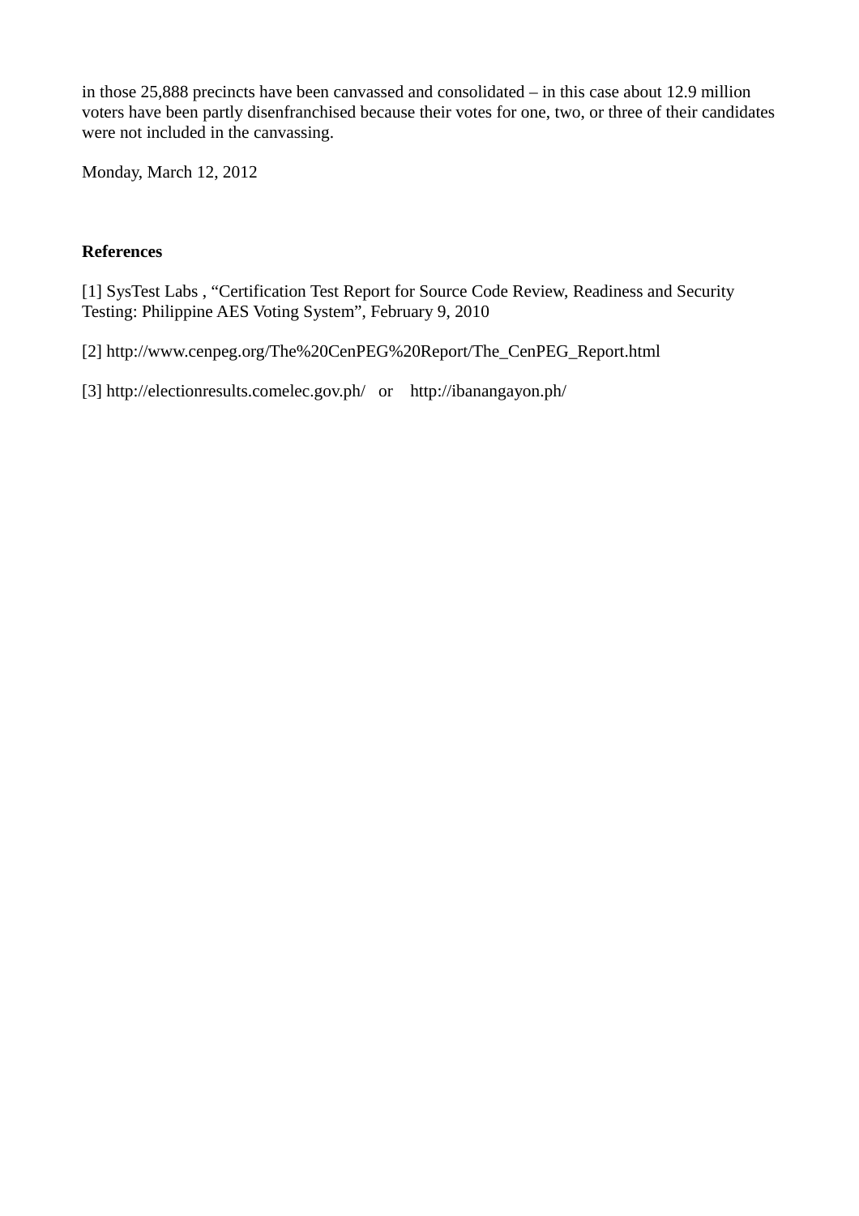in those 25,888 precincts have been canvassed and consolidated – in this case about 12.9 million voters have been partly disenfranchised because their votes for one, two, or three of their candidates were not included in the canvassing.

Monday, March 12, 2012

**References**

[1] SysTest Labs , "Certification Test Report for Source Code Review, Readiness and Security Testing: Philippine AES Voting System", February 9, 2010

[2] http://www.cenpeg.org/The%20CenPEG%20Report/The_CenPEG_Report.html

[3] http://electionresults.comelec.gov.ph/ or http://ibanangayon.ph/